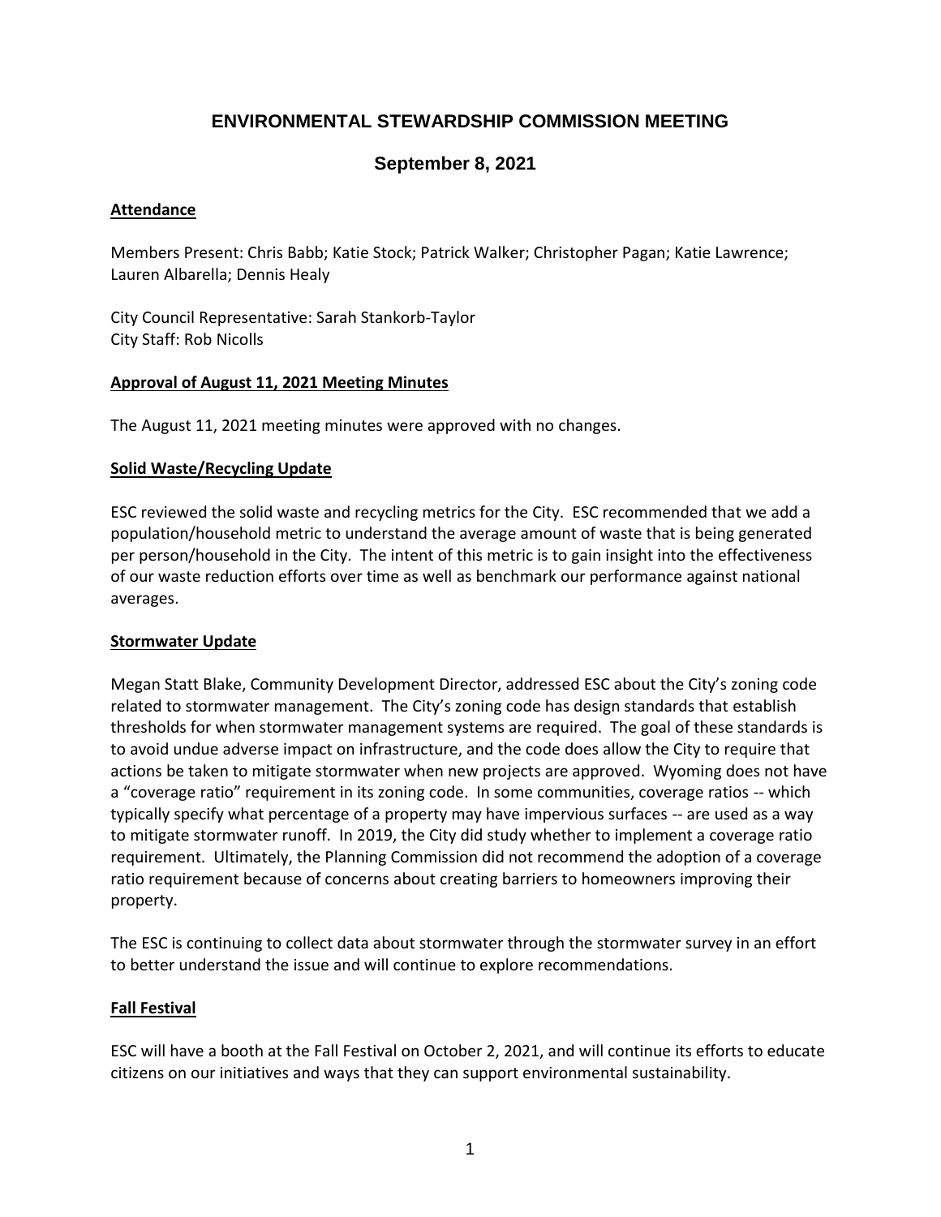# ENVIRONMENTAL STEWARDSHIP COMMISSION MEETING

## September 8, 2021

**Attendance**

Members Present: Chris Babb; Katie Stock; Patrick Walker; Christopher Pagan; Katie Lawrence; Lauren Albarella; Dennis Healy

City Council Representative: Sarah Stankorb-Taylor
City Staff: Rob Nicolls

**Approval of August 11, 2021 Meeting Minutes**

The August 11, 2021 meeting minutes were approved with no changes.

**Solid Waste/Recycling Update**

ESC reviewed the solid waste and recycling metrics for the City. ESC recommended that we add a population/household metric to understand the average amount of waste that is being generated per person/household in the City. The intent of this metric is to gain insight into the effectiveness of our waste reduction efforts over time as well as benchmark our performance against national averages.

**Stormwater Update**

Megan Statt Blake, Community Development Director, addressed ESC about the City's zoning code related to stormwater management. The City's zoning code has design standards that establish thresholds for when stormwater management systems are required. The goal of these standards is to avoid undue adverse impact on infrastructure, and the code does allow the City to require that actions be taken to mitigate stormwater when new projects are approved. Wyoming does not have a "coverage ratio" requirement in its zoning code. In some communities, coverage ratios -- which typically specify what percentage of a property may have impervious surfaces -- are used as a way to mitigate stormwater runoff. In 2019, the City did study whether to implement a coverage ratio requirement. Ultimately, the Planning Commission did not recommend the adoption of a coverage ratio requirement because of concerns about creating barriers to homeowners improving their property.

The ESC is continuing to collect data about stormwater through the stormwater survey in an effort to better understand the issue and will continue to explore recommendations.

**Fall Festival**

ESC will have a booth at the Fall Festival on October 2, 2021, and will continue its efforts to educate citizens on our initiatives and ways that they can support environmental sustainability.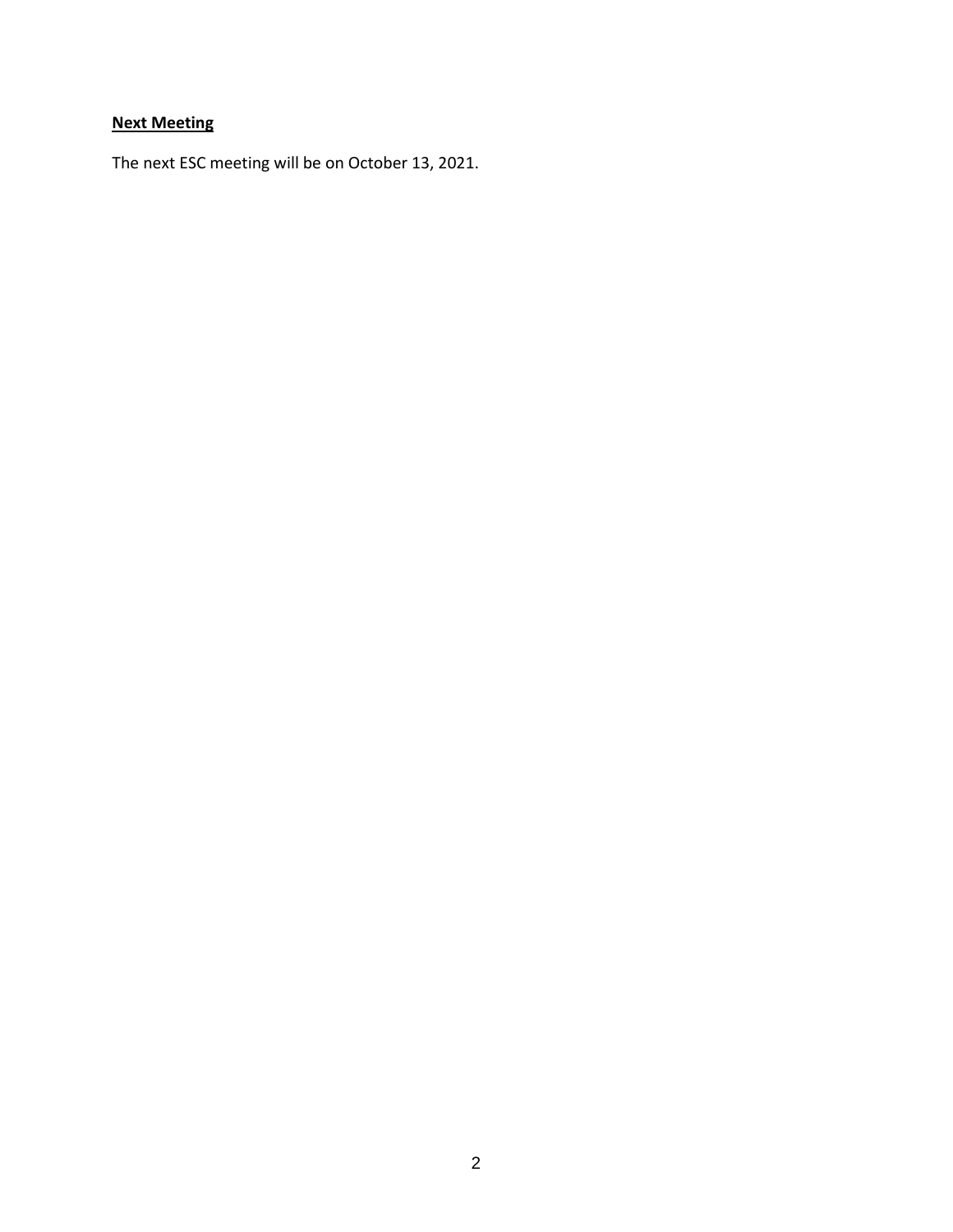**Next Meeting**

The next ESC meeting will be on October 13, 2021.